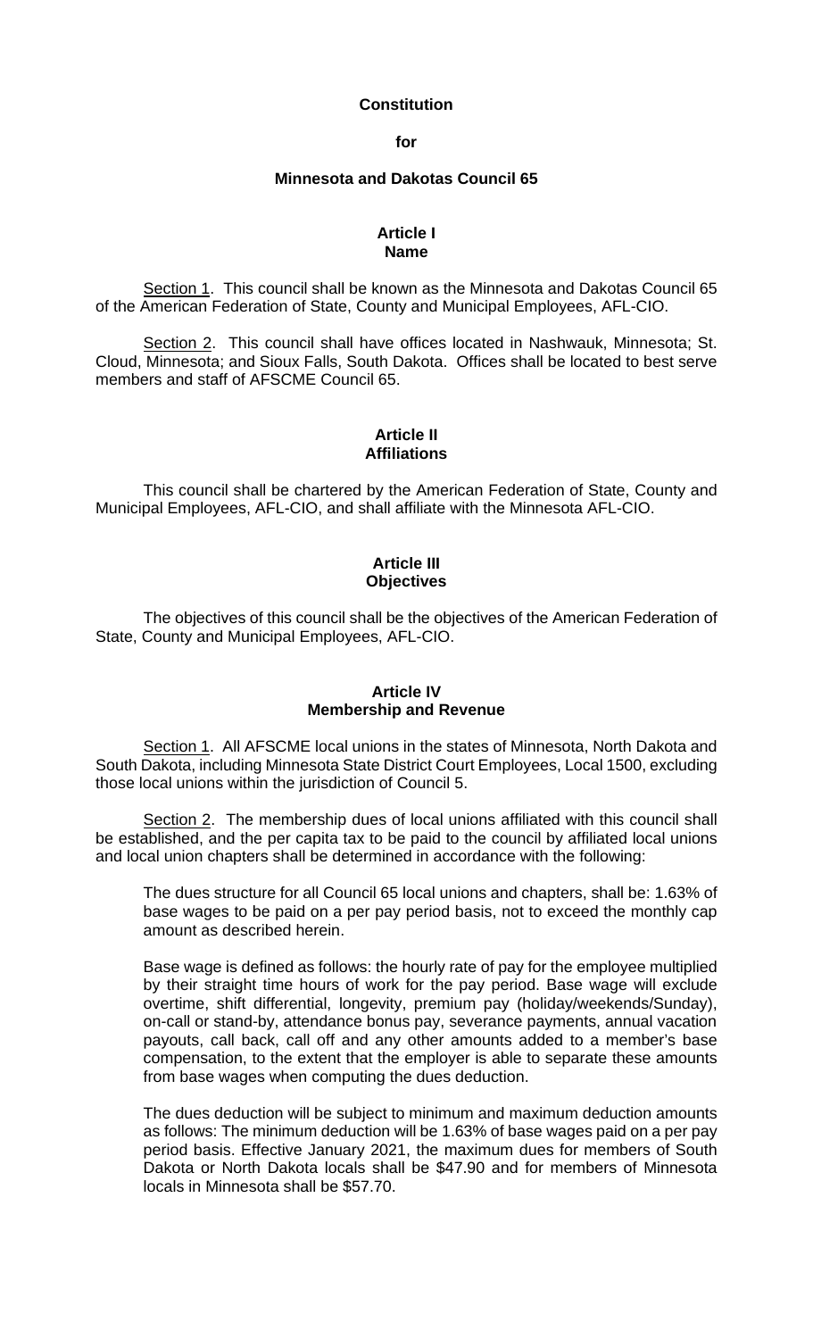# Constitution

# for

# Minnesota and Dakotas Council 65

## Article I
## Name

Section 1. This council shall be known as the Minnesota and Dakotas Council 65 of the American Federation of State, County and Municipal Employees, AFL-CIO.

Section 2. This council shall have offices located in Nashwauk, Minnesota; St. Cloud, Minnesota; and Sioux Falls, South Dakota. Offices shall be located to best serve members and staff of AFSCME Council 65.

## Article II
## Affiliations

This council shall be chartered by the American Federation of State, County and Municipal Employees, AFL-CIO, and shall affiliate with the Minnesota AFL-CIO.

## Article III
## Objectives

The objectives of this council shall be the objectives of the American Federation of State, County and Municipal Employees, AFL-CIO.

## Article IV
## Membership and Revenue

Section 1. All AFSCME local unions in the states of Minnesota, North Dakota and South Dakota, including Minnesota State District Court Employees, Local 1500, excluding those local unions within the jurisdiction of Council 5.

Section 2. The membership dues of local unions affiliated with this council shall be established, and the per capita tax to be paid to the council by affiliated local unions and local union chapters shall be determined in accordance with the following:

> The dues structure for all Council 65 local unions and chapters, shall be: 1.63% of base wages to be paid on a per pay period basis, not to exceed the monthly cap amount as described herein.
>
> Base wage is defined as follows: the hourly rate of pay for the employee multiplied by their straight time hours of work for the pay period. Base wage will exclude overtime, shift differential, longevity, premium pay (holiday/weekends/Sunday), on-call or stand-by, attendance bonus pay, severance payments, annual vacation payouts, call back, call off and any other amounts added to a member's base compensation, to the extent that the employer is able to separate these amounts from base wages when computing the dues deduction.
>
> The dues deduction will be subject to minimum and maximum deduction amounts as follows: The minimum deduction will be 1.63% of base wages paid on a per pay period basis. Effective January 2021, the maximum dues for members of South Dakota or North Dakota locals shall be $47.90 and for members of Minnesota locals in Minnesota shall be $57.70.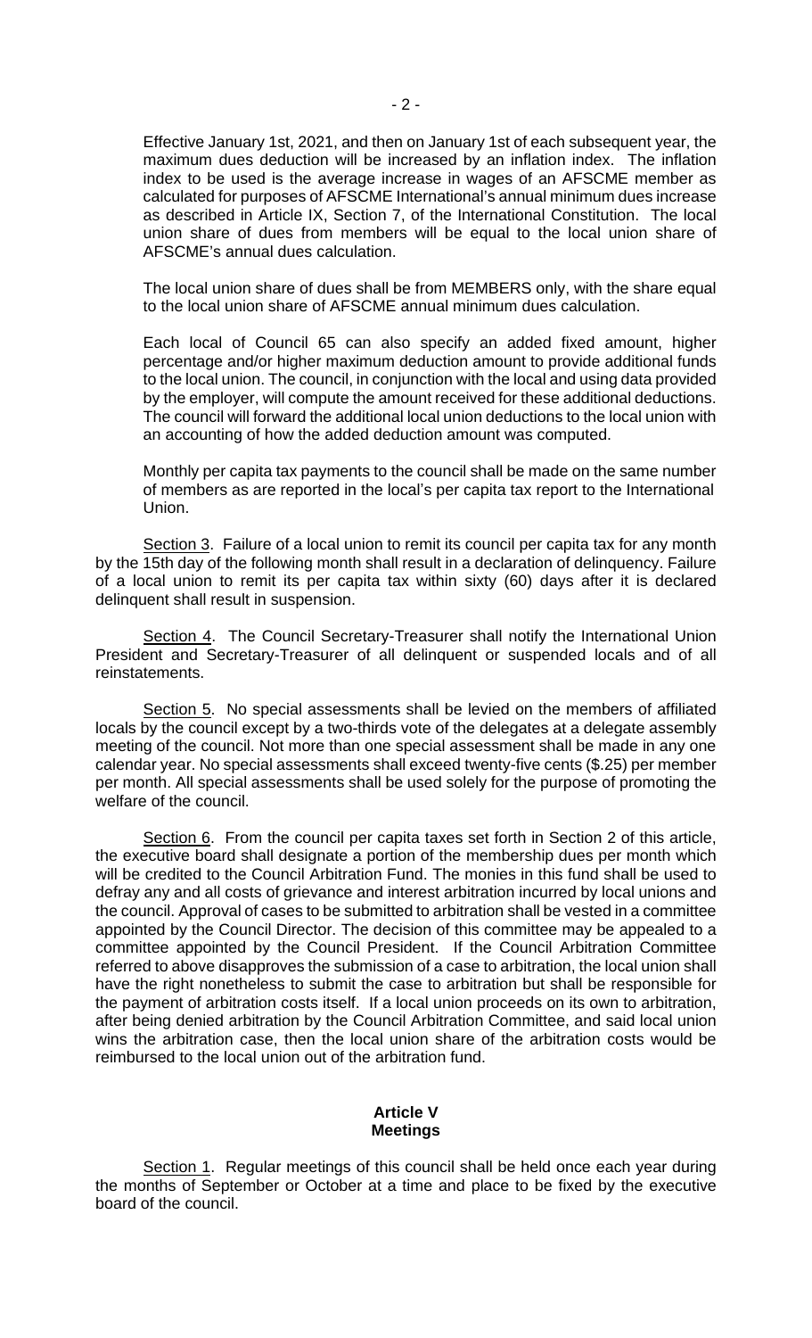Effective January 1st, 2021, and then on January 1st of each subsequent year, the maximum dues deduction will be increased by an inflation index. The inflation index to be used is the average increase in wages of an AFSCME member as calculated for purposes of AFSCME International's annual minimum dues increase as described in Article IX, Section 7, of the International Constitution. The local union share of dues from members will be equal to the local union share of AFSCME's annual dues calculation.

The local union share of dues shall be from MEMBERS only, with the share equal to the local union share of AFSCME annual minimum dues calculation.

Each local of Council 65 can also specify an added fixed amount, higher percentage and/or higher maximum deduction amount to provide additional funds to the local union. The council, in conjunction with the local and using data provided by the employer, will compute the amount received for these additional deductions. The council will forward the additional local union deductions to the local union with an accounting of how the added deduction amount was computed.

Monthly per capita tax payments to the council shall be made on the same number of members as are reported in the local's per capita tax report to the International Union.

Section 3. Failure of a local union to remit its council per capita tax for any month by the 15th day of the following month shall result in a declaration of delinquency. Failure of a local union to remit its per capita tax within sixty (60) days after it is declared delinquent shall result in suspension.

Section 4. The Council Secretary-Treasurer shall notify the International Union President and Secretary-Treasurer of all delinquent or suspended locals and of all reinstatements.

Section 5. No special assessments shall be levied on the members of affiliated locals by the council except by a two-thirds vote of the delegates at a delegate assembly meeting of the council. Not more than one special assessment shall be made in any one calendar year. No special assessments shall exceed twenty-five cents ($.25) per member per month. All special assessments shall be used solely for the purpose of promoting the welfare of the council.

Section 6. From the council per capita taxes set forth in Section 2 of this article, the executive board shall designate a portion of the membership dues per month which will be credited to the Council Arbitration Fund. The monies in this fund shall be used to defray any and all costs of grievance and interest arbitration incurred by local unions and the council. Approval of cases to be submitted to arbitration shall be vested in a committee appointed by the Council Director. The decision of this committee may be appealed to a committee appointed by the Council President. If the Council Arbitration Committee referred to above disapproves the submission of a case to arbitration, the local union shall have the right nonetheless to submit the case to arbitration but shall be responsible for the payment of arbitration costs itself. If a local union proceeds on its own to arbitration, after being denied arbitration by the Council Arbitration Committee, and said local union wins the arbitration case, then the local union share of the arbitration costs would be reimbursed to the local union out of the arbitration fund.

## Article V
## Meetings

Section 1. Regular meetings of this council shall be held once each year during the months of September or October at a time and place to be fixed by the executive board of the council.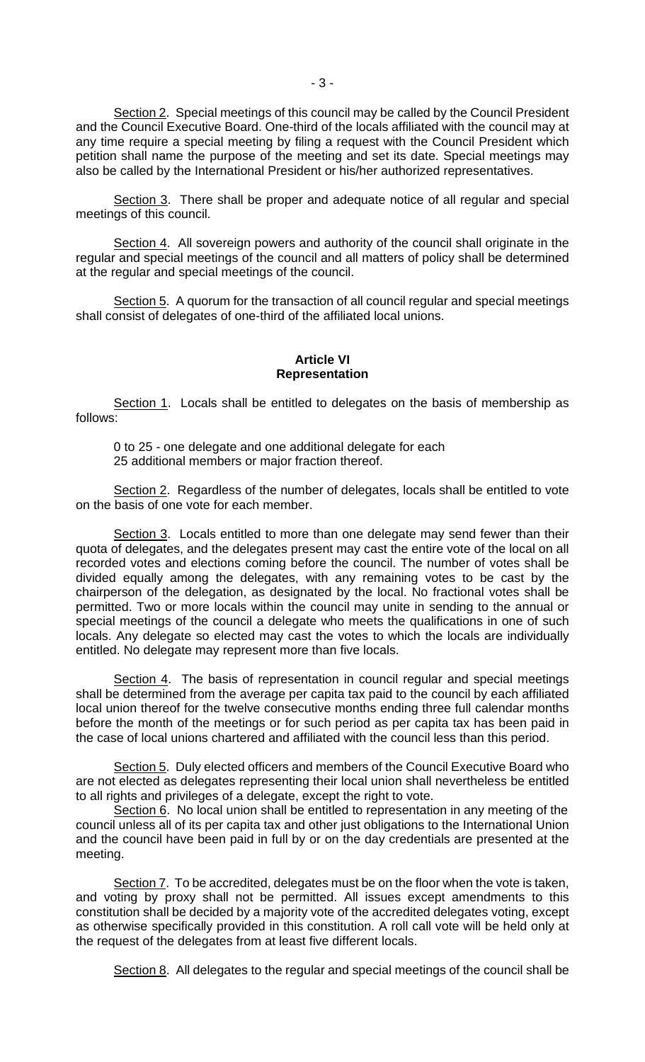Section 2. Special meetings of this council may be called by the Council President and the Council Executive Board. One-third of the locals affiliated with the council may at any time require a special meeting by filing a request with the Council President which petition shall name the purpose of the meeting and set its date. Special meetings may also be called by the International President or his/her authorized representatives.

Section 3. There shall be proper and adequate notice of all regular and special meetings of this council.

Section 4. All sovereign powers and authority of the council shall originate in the regular and special meetings of the council and all matters of policy shall be determined at the regular and special meetings of the council.

Section 5. A quorum for the transaction of all council regular and special meetings shall consist of delegates of one-third of the affiliated local unions.

## Article VI
## Representation

Section 1. Locals shall be entitled to delegates on the basis of membership as follows:

0 to 25 - one delegate and one additional delegate for each 25 additional members or major fraction thereof.

Section 2. Regardless of the number of delegates, locals shall be entitled to vote on the basis of one vote for each member.

Section 3. Locals entitled to more than one delegate may send fewer than their quota of delegates, and the delegates present may cast the entire vote of the local on all recorded votes and elections coming before the council. The number of votes shall be divided equally among the delegates, with any remaining votes to be cast by the chairperson of the delegation, as designated by the local. No fractional votes shall be permitted. Two or more locals within the council may unite in sending to the annual or special meetings of the council a delegate who meets the qualifications in one of such locals. Any delegate so elected may cast the votes to which the locals are individually entitled. No delegate may represent more than five locals.

Section 4. The basis of representation in council regular and special meetings shall be determined from the average per capita tax paid to the council by each affiliated local union thereof for the twelve consecutive months ending three full calendar months before the month of the meetings or for such period as per capita tax has been paid in the case of local unions chartered and affiliated with the council less than this period.

Section 5. Duly elected officers and members of the Council Executive Board who are not elected as delegates representing their local union shall nevertheless be entitled to all rights and privileges of a delegate, except the right to vote.

Section 6. No local union shall be entitled to representation in any meeting of the council unless all of its per capita tax and other just obligations to the International Union and the council have been paid in full by or on the day credentials are presented at the meeting.

Section 7. To be accredited, delegates must be on the floor when the vote is taken, and voting by proxy shall not be permitted. All issues except amendments to this constitution shall be decided by a majority vote of the accredited delegates voting, except as otherwise specifically provided in this constitution. A roll call vote will be held only at the request of the delegates from at least five different locals.

Section 8. All delegates to the regular and special meetings of the council shall be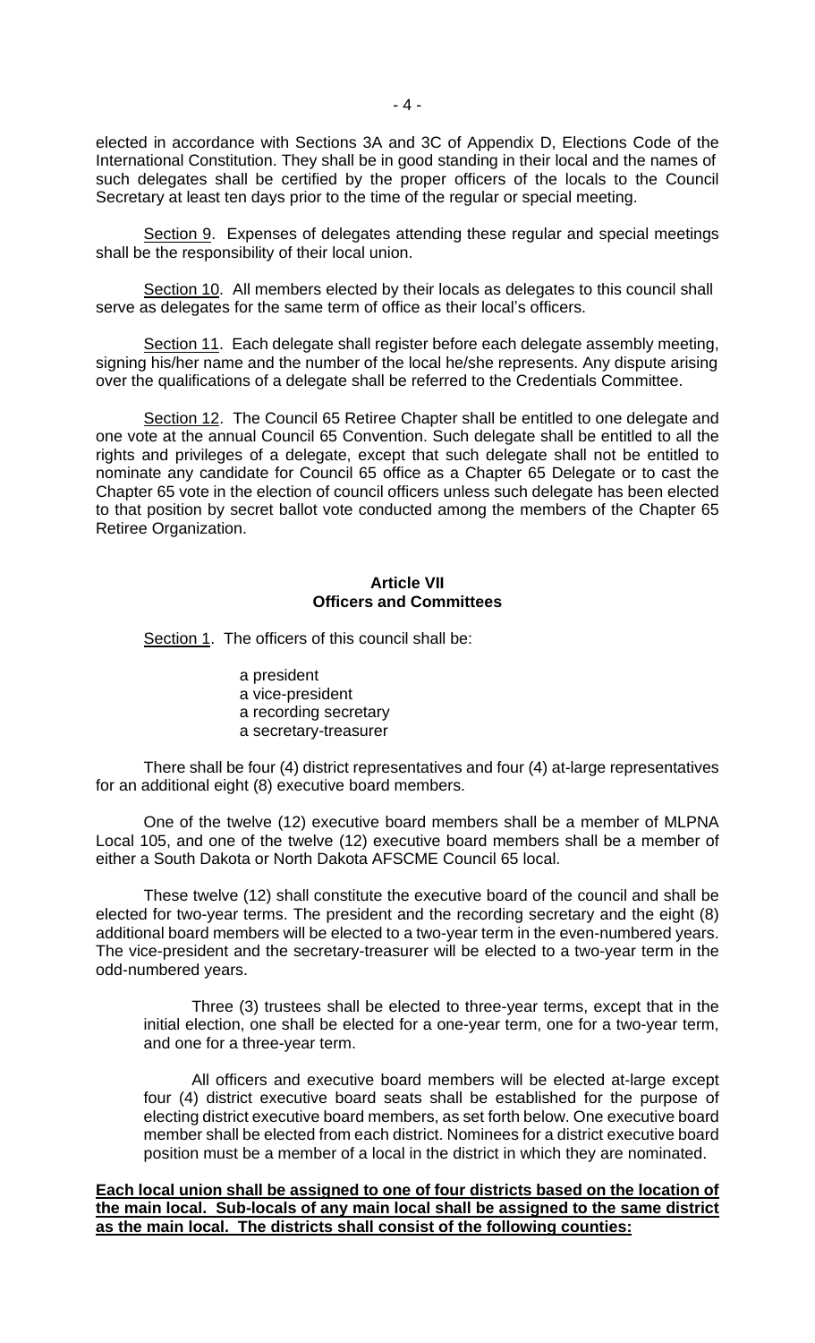elected in accordance with Sections 3A and 3C of Appendix D, Elections Code of the International Constitution. They shall be in good standing in their local and the names of such delegates shall be certified by the proper officers of the locals to the Council Secretary at least ten days prior to the time of the regular or special meeting.

Section 9. Expenses of delegates attending these regular and special meetings shall be the responsibility of their local union.

Section 10. All members elected by their locals as delegates to this council shall serve as delegates for the same term of office as their local's officers.

Section 11. Each delegate shall register before each delegate assembly meeting, signing his/her name and the number of the local he/she represents. Any dispute arising over the qualifications of a delegate shall be referred to the Credentials Committee.

Section 12. The Council 65 Retiree Chapter shall be entitled to one delegate and one vote at the annual Council 65 Convention. Such delegate shall be entitled to all the rights and privileges of a delegate, except that such delegate shall not be entitled to nominate any candidate for Council 65 office as a Chapter 65 Delegate or to cast the Chapter 65 vote in the election of council officers unless such delegate has been elected to that position by secret ballot vote conducted among the members of the Chapter 65 Retiree Organization.

## Article VII
## Officers and Committees

Section 1. The officers of this council shall be:

a president
a vice-president
a recording secretary
a secretary-treasurer

There shall be four (4) district representatives and four (4) at-large representatives for an additional eight (8) executive board members.

One of the twelve (12) executive board members shall be a member of MLPNA Local 105, and one of the twelve (12) executive board members shall be a member of either a South Dakota or North Dakota AFSCME Council 65 local.

These twelve (12) shall constitute the executive board of the council and shall be elected for two-year terms. The president and the recording secretary and the eight (8) additional board members will be elected to a two-year term in the even-numbered years. The vice-president and the secretary-treasurer will be elected to a two-year term in the odd-numbered years.

Three (3) trustees shall be elected to three-year terms, except that in the initial election, one shall be elected for a one-year term, one for a two-year term, and one for a three-year term.

All officers and executive board members will be elected at-large except four (4) district executive board seats shall be established for the purpose of electing district executive board members, as set forth below. One executive board member shall be elected from each district. Nominees for a district executive board position must be a member of a local in the district in which they are nominated.

**Each local union shall be assigned to one of four districts based on the location of the main local. Sub-locals of any main local shall be assigned to the same district as the main local. The districts shall consist of the following counties:**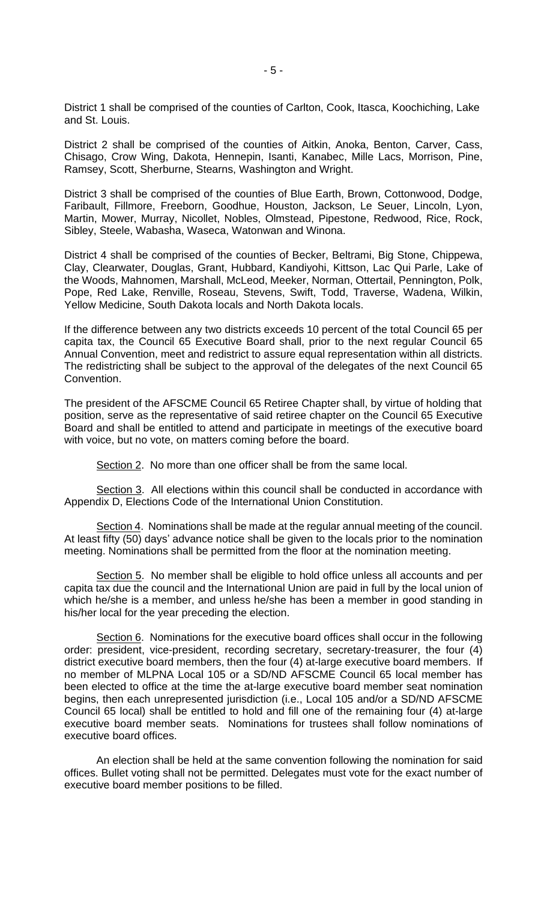District 1 shall be comprised of the counties of Carlton, Cook, Itasca, Koochiching, Lake and St. Louis.

District 2 shall be comprised of the counties of Aitkin, Anoka, Benton, Carver, Cass, Chisago, Crow Wing, Dakota, Hennepin, Isanti, Kanabec, Mille Lacs, Morrison, Pine, Ramsey, Scott, Sherburne, Stearns, Washington and Wright.

District 3 shall be comprised of the counties of Blue Earth, Brown, Cottonwood, Dodge, Faribault, Fillmore, Freeborn, Goodhue, Houston, Jackson, Le Seuer, Lincoln, Lyon, Martin, Mower, Murray, Nicollet, Nobles, Olmstead, Pipestone, Redwood, Rice, Rock, Sibley, Steele, Wabasha, Waseca, Watonwan and Winona.

District 4 shall be comprised of the counties of Becker, Beltrami, Big Stone, Chippewa, Clay, Clearwater, Douglas, Grant, Hubbard, Kandiyohi, Kittson, Lac Qui Parle, Lake of the Woods, Mahnomen, Marshall, McLeod, Meeker, Norman, Ottertail, Pennington, Polk, Pope, Red Lake, Renville, Roseau, Stevens, Swift, Todd, Traverse, Wadena, Wilkin, Yellow Medicine, South Dakota locals and North Dakota locals.

If the difference between any two districts exceeds 10 percent of the total Council 65 per capita tax, the Council 65 Executive Board shall, prior to the next regular Council 65 Annual Convention, meet and redistrict to assure equal representation within all districts. The redistricting shall be subject to the approval of the delegates of the next Council 65 Convention.

The president of the AFSCME Council 65 Retiree Chapter shall, by virtue of holding that position, serve as the representative of said retiree chapter on the Council 65 Executive Board and shall be entitled to attend and participate in meetings of the executive board with voice, but no vote, on matters coming before the board.

Section 2. No more than one officer shall be from the same local.

Section 3. All elections within this council shall be conducted in accordance with Appendix D, Elections Code of the International Union Constitution.

Section 4. Nominations shall be made at the regular annual meeting of the council. At least fifty (50) days' advance notice shall be given to the locals prior to the nomination meeting. Nominations shall be permitted from the floor at the nomination meeting.

Section 5. No member shall be eligible to hold office unless all accounts and per capita tax due the council and the International Union are paid in full by the local union of which he/she is a member, and unless he/she has been a member in good standing in his/her local for the year preceding the election.

Section 6. Nominations for the executive board offices shall occur in the following order: president, vice-president, recording secretary, secretary-treasurer, the four (4) district executive board members, then the four (4) at-large executive board members. If no member of MLPNA Local 105 or a SD/ND AFSCME Council 65 local member has been elected to office at the time the at-large executive board member seat nomination begins, then each unrepresented jurisdiction (i.e., Local 105 and/or a SD/ND AFSCME Council 65 local) shall be entitled to hold and fill one of the remaining four (4) at-large executive board member seats. Nominations for trustees shall follow nominations of executive board offices.

An election shall be held at the same convention following the nomination for said offices. Bullet voting shall not be permitted. Delegates must vote for the exact number of executive board member positions to be filled.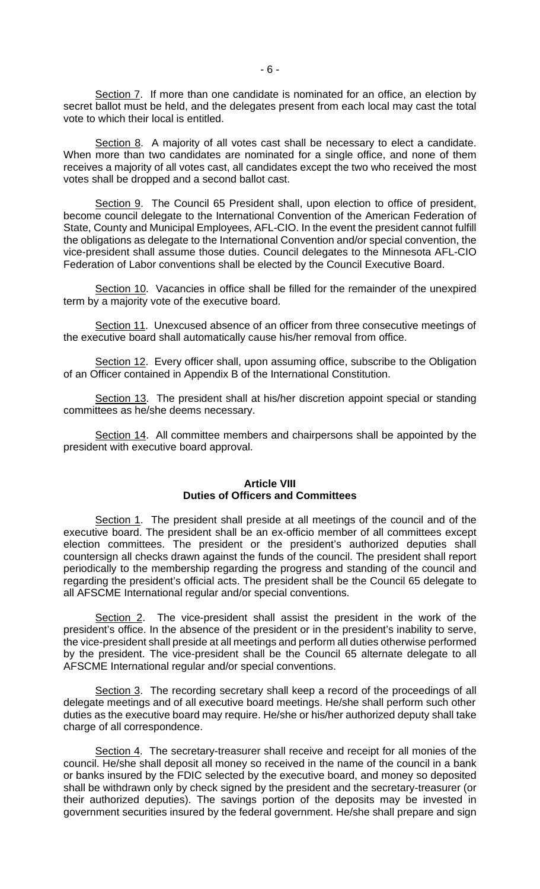Section 7. If more than one candidate is nominated for an office, an election by secret ballot must be held, and the delegates present from each local may cast the total vote to which their local is entitled.

Section 8. A majority of all votes cast shall be necessary to elect a candidate. When more than two candidates are nominated for a single office, and none of them receives a majority of all votes cast, all candidates except the two who received the most votes shall be dropped and a second ballot cast.

Section 9. The Council 65 President shall, upon election to office of president, become council delegate to the International Convention of the American Federation of State, County and Municipal Employees, AFL-CIO. In the event the president cannot fulfill the obligations as delegate to the International Convention and/or special convention, the vice-president shall assume those duties. Council delegates to the Minnesota AFL-CIO Federation of Labor conventions shall be elected by the Council Executive Board.

Section 10. Vacancies in office shall be filled for the remainder of the unexpired term by a majority vote of the executive board.

Section 11. Unexcused absence of an officer from three consecutive meetings of the executive board shall automatically cause his/her removal from office.

Section 12. Every officer shall, upon assuming office, subscribe to the Obligation of an Officer contained in Appendix B of the International Constitution.

Section 13. The president shall at his/her discretion appoint special or standing committees as he/she deems necessary.

Section 14. All committee members and chairpersons shall be appointed by the president with executive board approval.

## Article VIII
## Duties of Officers and Committees

Section 1. The president shall preside at all meetings of the council and of the executive board. The president shall be an ex-officio member of all committees except election committees. The president or the president's authorized deputies shall countersign all checks drawn against the funds of the council. The president shall report periodically to the membership regarding the progress and standing of the council and regarding the president's official acts. The president shall be the Council 65 delegate to all AFSCME International regular and/or special conventions.

Section 2. The vice-president shall assist the president in the work of the president's office. In the absence of the president or in the president's inability to serve, the vice-president shall preside at all meetings and perform all duties otherwise performed by the president. The vice-president shall be the Council 65 alternate delegate to all AFSCME International regular and/or special conventions.

Section 3. The recording secretary shall keep a record of the proceedings of all delegate meetings and of all executive board meetings. He/she shall perform such other duties as the executive board may require. He/she or his/her authorized deputy shall take charge of all correspondence.

Section 4. The secretary-treasurer shall receive and receipt for all monies of the council. He/she shall deposit all money so received in the name of the council in a bank or banks insured by the FDIC selected by the executive board, and money so deposited shall be withdrawn only by check signed by the president and the secretary-treasurer (or their authorized deputies). The savings portion of the deposits may be invested in government securities insured by the federal government. He/she shall prepare and sign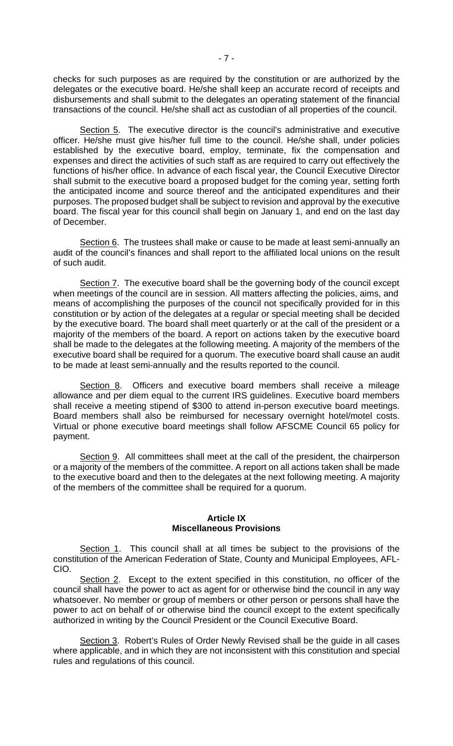checks for such purposes as are required by the constitution or are authorized by the delegates or the executive board. He/she shall keep an accurate record of receipts and disbursements and shall submit to the delegates an operating statement of the financial transactions of the council. He/she shall act as custodian of all properties of the council.

Section 5. The executive director is the council's administrative and executive officer. He/she must give his/her full time to the council. He/she shall, under policies established by the executive board, employ, terminate, fix the compensation and expenses and direct the activities of such staff as are required to carry out effectively the functions of his/her office. In advance of each fiscal year, the Council Executive Director shall submit to the executive board a proposed budget for the coming year, setting forth the anticipated income and source thereof and the anticipated expenditures and their purposes. The proposed budget shall be subject to revision and approval by the executive board. The fiscal year for this council shall begin on January 1, and end on the last day of December.

Section 6. The trustees shall make or cause to be made at least semi-annually an audit of the council's finances and shall report to the affiliated local unions on the result of such audit.

Section 7. The executive board shall be the governing body of the council except when meetings of the council are in session. All matters affecting the policies, aims, and means of accomplishing the purposes of the council not specifically provided for in this constitution or by action of the delegates at a regular or special meeting shall be decided by the executive board. The board shall meet quarterly or at the call of the president or a majority of the members of the board. A report on actions taken by the executive board shall be made to the delegates at the following meeting. A majority of the members of the executive board shall be required for a quorum. The executive board shall cause an audit to be made at least semi-annually and the results reported to the council.

Section 8. Officers and executive board members shall receive a mileage allowance and per diem equal to the current IRS guidelines. Executive board members shall receive a meeting stipend of $300 to attend in-person executive board meetings. Board members shall also be reimbursed for necessary overnight hotel/motel costs. Virtual or phone executive board meetings shall follow AFSCME Council 65 policy for payment.

Section 9. All committees shall meet at the call of the president, the chairperson or a majority of the members of the committee. A report on all actions taken shall be made to the executive board and then to the delegates at the next following meeting. A majority of the members of the committee shall be required for a quorum.

## Article IX
## Miscellaneous Provisions

Section 1. This council shall at all times be subject to the provisions of the constitution of the American Federation of State, County and Municipal Employees, AFL-CIO.

Section 2. Except to the extent specified in this constitution, no officer of the council shall have the power to act as agent for or otherwise bind the council in any way whatsoever. No member or group of members or other person or persons shall have the power to act on behalf of or otherwise bind the council except to the extent specifically authorized in writing by the Council President or the Council Executive Board.

Section 3. Robert's Rules of Order Newly Revised shall be the guide in all cases where applicable, and in which they are not inconsistent with this constitution and special rules and regulations of this council.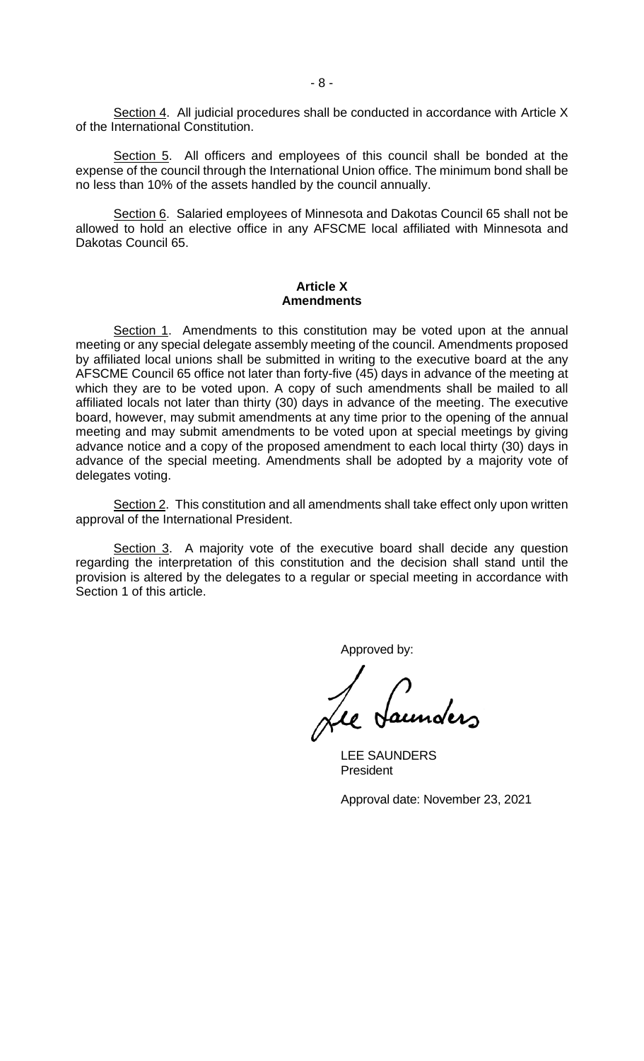<u>Section 4</u>. All judicial procedures shall be conducted in accordance with Article X of the International Constitution.

<u>Section 5</u>. All officers and employees of this council shall be bonded at the expense of the council through the International Union office. The minimum bond shall be no less than 10% of the assets handled by the council annually.

<u>Section 6</u>. Salaried employees of Minnesota and Dakotas Council 65 shall not be allowed to hold an elective office in any AFSCME local affiliated with Minnesota and Dakotas Council 65.

**Article X**
**Amendments**

<u>Section 1</u>. Amendments to this constitution may be voted upon at the annual meeting or any special delegate assembly meeting of the council. Amendments proposed by affiliated local unions shall be submitted in writing to the executive board at the any AFSCME Council 65 office not later than forty-five (45) days in advance of the meeting at which they are to be voted upon. A copy of such amendments shall be mailed to all affiliated locals not later than thirty (30) days in advance of the meeting. The executive board, however, may submit amendments at any time prior to the opening of the annual meeting and may submit amendments to be voted upon at special meetings by giving advance notice and a copy of the proposed amendment to each local thirty (30) days in advance of the special meeting. Amendments shall be adopted by a majority vote of delegates voting.

<u>Section 2</u>. This constitution and all amendments shall take effect only upon written approval of the International President.

<u>Section 3</u>. A majority vote of the executive board shall decide any question regarding the interpretation of this constitution and the decision shall stand until the provision is altered by the delegates to a regular or special meeting in accordance with Section 1 of this article.

Approved by:

Lee Saunders

LEE SAUNDERS
President

Approval date: November 23, 2021